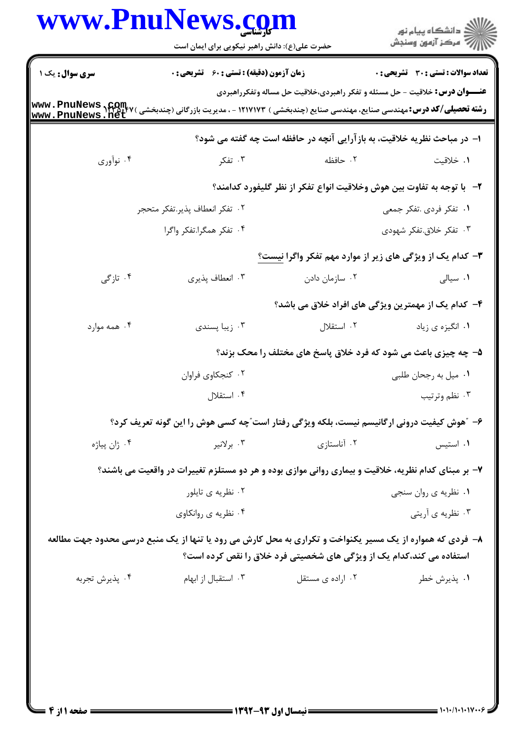**سری سوال:** یک ۱

**زمان آزمون (دقیقه) : تستی : ۶۰ تشریحی : ۰**

**تعداد سوالات : تستی : ۳۰ تشریحی : ۰**

**عنـــوان درس:** خلاقیت - حل مسئله و تفکر راهبردی،خلاقیت حل مساله وتفکرراهبردی

**رشته تحصیلی/کد درس:** مهندسی صنایع، مهندسی صنایع (چندبخشی ) ۱۲۱۷۱۷۳ - ، مدیریت بازرگانی (چندبخشی )۱۲۱۸۴۷

۱- در مباحث نظریه خلاقیت، به بازآرایی آنچه در حافظه است چه گفته می شود؟

۱. خلاقیت ۲. حافظه ۳. تفکر ۴. نوآوری

۲- با توجه به تفاوت بین هوش وخلاقیت انواع تفکر از نظر گلیفورد کدامند؟

۱. تفکر فردی .تفکر جمعی

۲. تفکر انعطاف پذیر.تفکر متحجر

۳. تفکر خلاق.تفکر شهودی

۴. تفکر همگرا.تفکر واگرا

۳- کدام یک از ویژگی های زیر از موارد مهم تفکر واگرا نیست؟

۱. سیالی ۲. سازمان دادن ۳. انعطاف پذیری ۴. تازگی

۴- کدام یک از مهمترین ویژگی های افراد خلاق می باشد؟

۱. انگیزه ی زیاد ۲. استقلال ۳. زیبا پسندی ۴. همه موارد

۵- چه چیزی باعث می شود که فرد خلاق پاسخ های مختلف را محک بزند؟

۱. میل به رجحان طلبی

۲. کنجکاوی فراوان

۳. نظم وترتیب

۴. استقلال

۶- "هوش کیفیت درونی ارگانیسم نیست، بلکه ویژگی رفتار است"چه کسی هوش را این گونه تعریف کرد؟

۱. استیس ۲. آناستازی ۳. برلانیر ۴. ژان پیاژه

۷- بر مبنای کدام نظریه، خلاقیت و بیماری روانی موازی بوده و هر دو مستلزم تغییرات در واقعیت می باشند؟

۱. نظریه ی روان سنجی

۲. نظریه ی تایلور

۳. نظریه ی آریتی

۴. نظریه ی روانکاوی

۸- فردی که همواره از یک مسیر یکنواخت و تکراری به محل کارش می رود یا تنها از یک منبع درسی محدود جهت مطالعه استفاده می کند،کدام یک از ویژگی های شخصیتی فرد خلاق را نقص کرده است؟

۱. پذیرش خطر ۲. اراده ی مستقل ۳. استقبال از ابهام ۴. پذیرش تجربه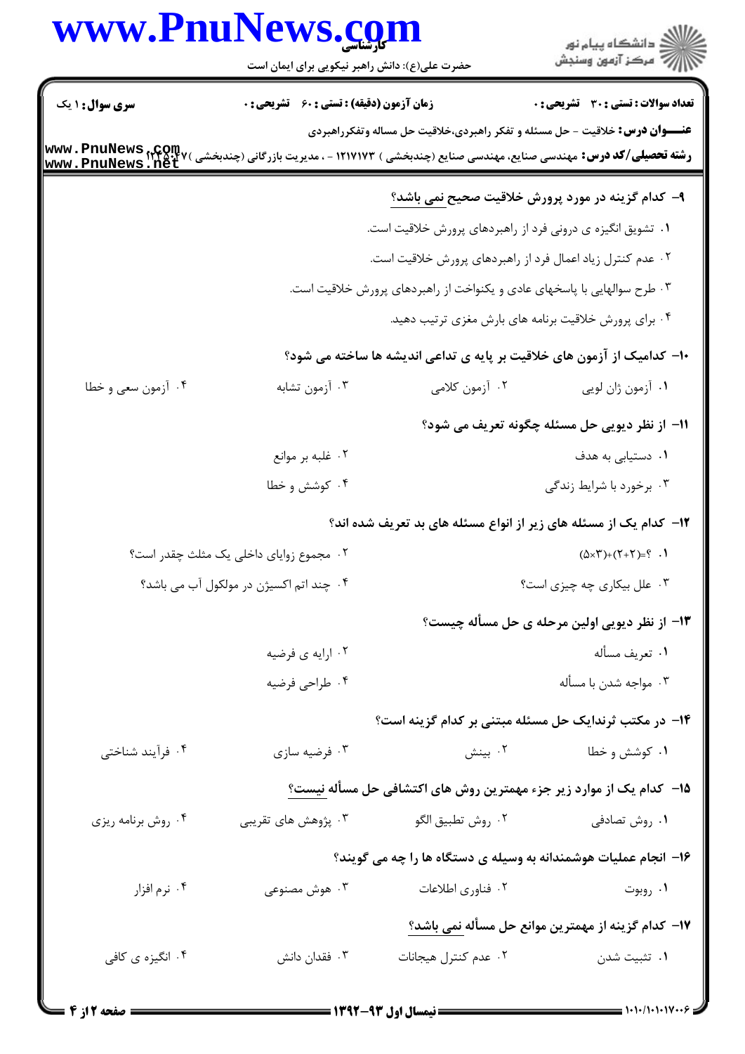**سری سوال:** ۱ یک | **زمان آزمون (دقیقه) : تستی :** ۶۰ **تشریحی :** ۰ | **تعداد سوالات : تستی :** ۳۰ **تشریحی :** ۰

**عنـــوان درس:** خلاقیت - حل مسئله و تفکر راهبردی،خلاقیت حل مساله وتفکرراهبردی

**رشته تحصیلی/کد درس:** مهندسی صنایع، مهندسی صنایع (چندبخشی ) ۱۲۱۷۱۷۳ - ، مدیریت بازرگانی (چندبخشی )۱۲۱۸۰۴۷

**۹- کدام گزینه در مورد پرورش خلاقیت صحیح نمی باشد؟**

۱. تشویق انگیزه ی درونی فرد از راهبردهای پرورش خلاقیت است.

۲. عدم کنترل زیاد اعمال فرد از راهبردهای پرورش خلاقیت است.

۳. طرح سوالهایی با پاسخهای عادی و یکنواخت از راهبردهای پرورش خلاقیت است.

۴. برای پرورش خلاقیت برنامه های بارش مغزی ترتیب دهید.

**۱۰- کدامیک از آزمون های خلاقیت بر پایه ی تداعی اندیشه ها ساخته می شود؟**

۱. آزمون ژان لویی
۲. آزمون کلامی
۳. آزمون تشابه
۴. آزمون سعی و خطا

**۱۱- از نظر دیویی حل مسئله چگونه تعریف می شود؟**

۱. دستیابی به هدف
۲. غلبه بر موانع
۳. برخورد با شرایط زندگی
۴. کوشش و خطا

**۱۲- کدام یک از مسئله های زیر از انواع مسئله های بد تعریف شده اند؟**

۱. $(5\times3)+(2+2)=?$
۲. مجموع زوایای داخلی یک مثلث چقدر است؟
۳. علل بیکاری چه چیزی است؟
۴. چند اتم اکسیژن در مولکول آب می باشد؟

**۱۳- از نظر دیویی اولین مرحله ی حل مسأله چیست؟**

۱. تعریف مسأله
۲. ارایه ی فرضیه
۳. مواجه شدن با مسأله
۴. طراحی فرضیه

**۱۴- در مکتب ثرندایک حل مسئله مبتنی بر کدام گزینه است؟**

۱. کوشش و خطا
۲. بینش
۳. فرضیه سازی
۴. فرآیند شناختی

**۱۵- کدام یک از موارد زیر جزء مهمترین روش های اکتشافی حل مسأله نیست؟**

۱. روش تصادفی
۲. روش تطبیق الگو
۳. پژوهش های تقریبی
۴. روش برنامه ریزی

**۱۶- انجام عملیات هوشمندانه به وسیله ی دستگاه ها را چه می گویند؟**

۱. روبوت
۲. فناوری اطلاعات
۳. هوش مصنوعی
۴. نرم افزار

**۱۷- کدام گزینه از مهمترین موانع حل مسأله نمی باشد؟**

۱. تثبیت شدن
۲. عدم کنترل هیجانات
۳. فقدان دانش
۴. انگیزه ی کافی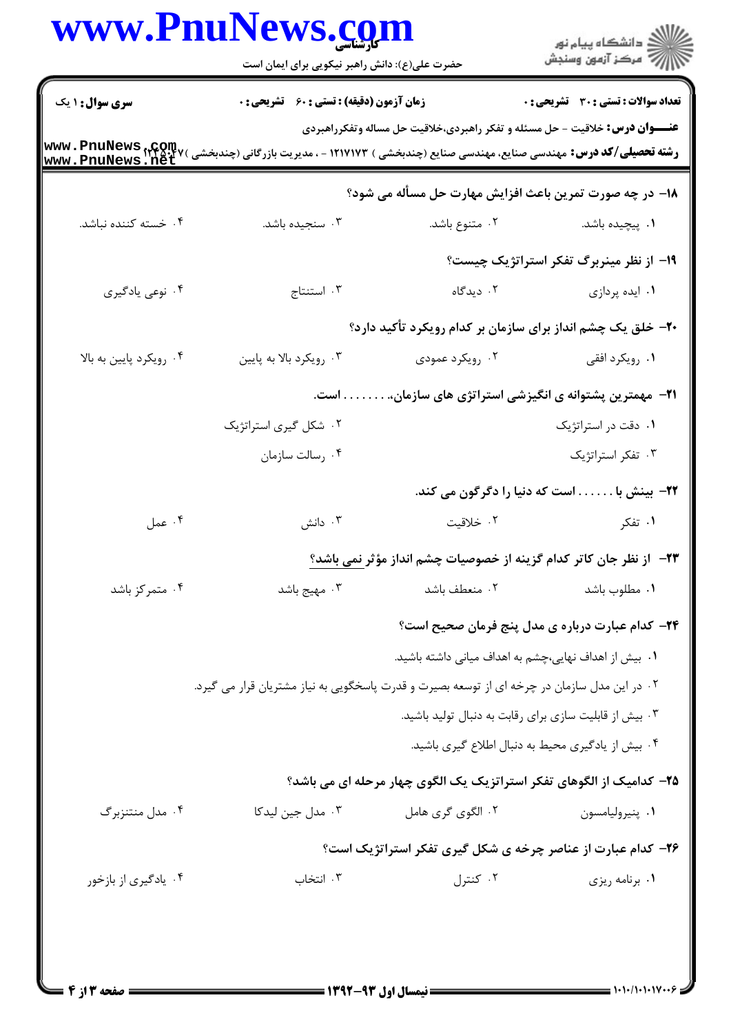**سری سوال:** ۱ یک | **زمان آزمون (دقیقه) : تستی :** ۶۰ **تشریحی :** ۰ | **تعداد سوالات : تستی :** ۳۰ **تشریحی :** ۰

**عنـــوان درس:** خلاقیت - حل مسئله و تفکر راهبردی،خلاقیت حل مساله وتفکرراهبردی

**رشته تحصیلی/کد درس:** مهندسی صنایع، مهندسی صنایع (چندبخشی ) ۱۲۱۷۱۷۳ - ، مدیریت بازرگانی (چندبخشی )۱۲۱۸۰۴۷

**۱۸- در چه صورت تمرین باعث افزایش مهارت حل مسأله می شود؟**

۱. پیچیده باشد.
۲. متنوع باشد.
۳. سنجیده باشد.
۴. خسته کننده نباشد.

**۱۹- از نظر مینربرگ تفکر استراتژیک چیست؟**

۱. ایده پردازی
۲. دیدگاه
۳. استنتاج
۴. نوعی یادگیری

**۲۰- خلق یک چشم انداز برای سازمان بر کدام رویکرد تأکید دارد؟**

۱. رویکرد افقی
۲. رویکرد عمودی
۳. رویکرد بالا به پایین
۴. رویکرد پایین به بالا

**۲۱- مهمترین پشتوانه ی انگیزشی استراتژی های سازمان، ........ است.**

۱. دقت در استراتژیک
۲. شکل گیری استراتژیک
۳. تفکر استراتژیک
۴. رسالت سازمان

**۲۲- بینش با ...... است که دنیا را دگرگون می کند.**

۱. تفکر
۲. خلاقیت
۳. دانش
۴. عمل

**۲۳- از نظر جان کاتر کدام گزینه از خصوصیات چشم انداز مؤثر نمی باشد؟**

۱. مطلوب باشد
۲. منعطف باشد
۳. مهیج باشد
۴. متمرکز باشد

**۲۴- کدام عبارت درباره ی مدل پنج فرمان صحیح است؟**

۱. بیش از اهداف نهایی،چشم به اهداف میانی داشته باشید.
۲. در این مدل سازمان در چرخه ای از توسعه بصیرت و قدرت پاسخگویی به نیاز مشتریان قرار می گیرد.
۳. بیش از قابلیت سازی برای رقابت به دنبال تولید باشید.
۴. بیش از یادگیری محیط به دنبال اطلاع گیری باشید.

**۲۵- کدامیک از الگوهای تفکر استراتزیک یک الگوی چهار مرحله ای می باشد؟**

۱. پنیرولیامسون
۲. الگوی گری هامل
۳. مدل جین لیدکا
۴. مدل منتنزبرگ

**۲۶- کدام عبارت از عناصر چرخه ی شکل گیری تفکر استراتژیک است؟**

۱. برنامه ریزی
۲. کنترل
۳. انتخاب
۴. یادگیری از بازخور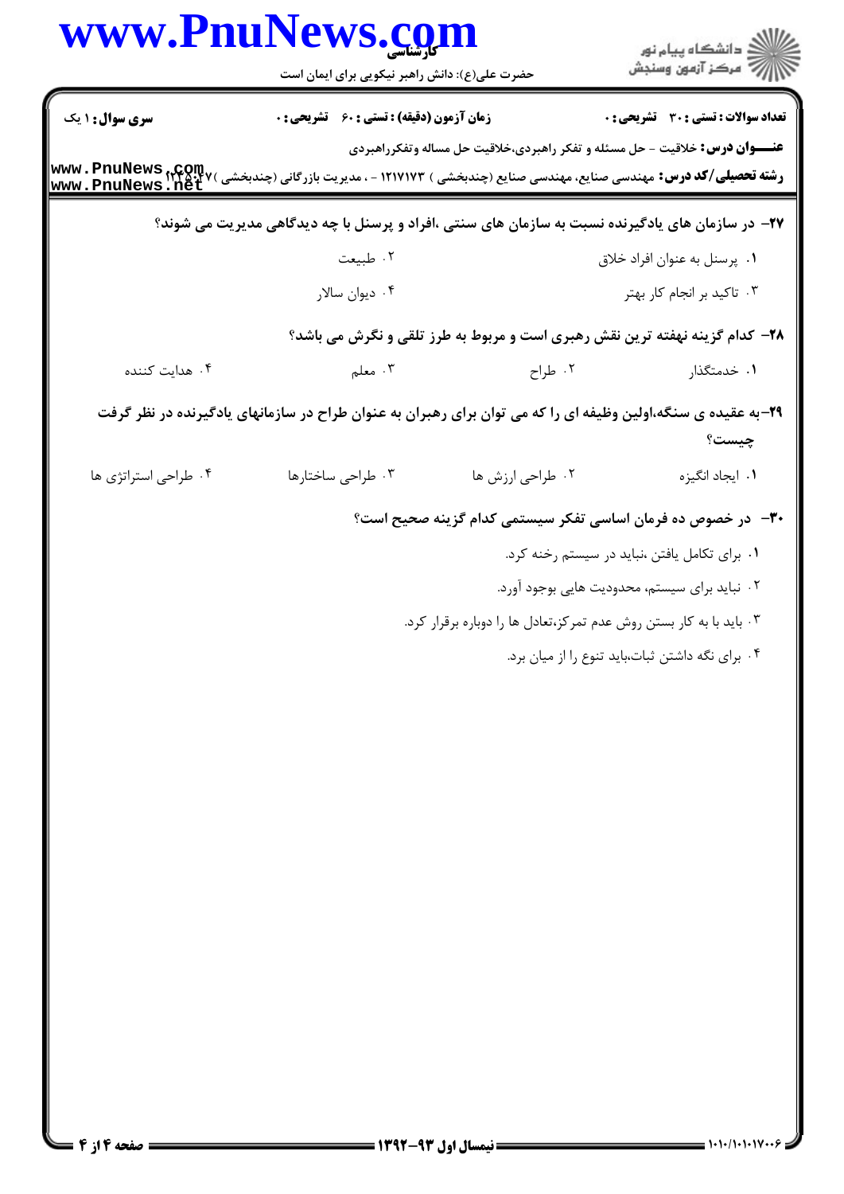**تعداد سوالات : تستی : ۳۰ تشریحی : ۰** | **زمان آزمون (دقیقه) : تستی : ۶۰ تشریحی : ۰** | **سری سوال : ۱ یک**

**عنـــوان درس:** خلاقیت - حل مسئله و تفکر راهبردی،خلاقیت حل مساله وتفکرراهبردی

**رشته تحصیلی/کد درس:** مهندسی صنایع، مهندسی صنایع (چندبخشی ) ۱۲۱۷۱۷۳ - ، مدیریت بازرگانی (چندبخشی )۱۲۱۸۰۴۷

**۲۷- در سازمان های یادگیرنده نسبت به سازمان های سنتی ،افراد و پرسنل با چه دیدگاهی مدیریت می شوند؟**

۱. پرسنل به عنوان افراد خلاق

۲. طبیعت

۳. تاکید بر انجام کار بهتر

۴. دیوان سالار

**۲۸- کدام گزینه نهفته ترین نقش رهبری است و مربوط به طرز تلقی و نگرش می باشد؟**

۱. خدمتگذار

۲. طراح

۳. معلم

۴. هدایت کننده

**۲۹–به عقیده ی سنگه،اولین وظیفه ای را که می توان برای رهبران به عنوان طراح در سازمانهای یادگیرنده در نظر گرفت چیست؟**

۱. ایجاد انگیزه

۲. طراحی ارزش ها

۳. طراحی ساختارها

۴. طراحی استراتژی ها

**۳۰- در خصوص ده فرمان اساسی تفکر سیستمی کدام گزینه صحیح است؟**

۱. برای تکامل یافتن ،نباید در سیستم رخنه کرد.

۲. نباید برای سیستم، محدودیت هایی بوجود آورد.

۳. باید با به کار بستن روش عدم تمرکز،تعادل ها را دوباره برقرار کرد.

۴. برای نگه داشتن ثبات،باید تنوع را از میان برد.